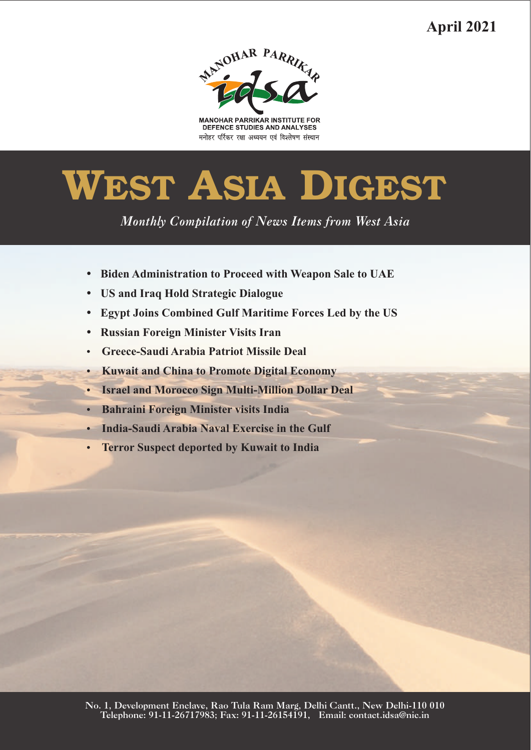April 2021

MANOHAR PARRIKAR

MANOHAR PARRIKAR INSTITUTE FOR DEFENCE STUDIES AND ANALYSES

मनोहर पर्रिकर रक्षा अध्ययन एवं विश्लेषण संस्थान

# WEST ASIA DIGEST

*Monthly Compilation of News Items from West Asia*

- **Biden Administration to Proceed with Weapon Sale to UAE**
- **US and Iraq Hold Strategic Dialogue**
- **Egypt Joins Combined Gulf Maritime Forces Led by the US**
- **Russian Foreign Minister Visits Iran**
- **Greece-Saudi Arabia Patriot Missile Deal**
- **Kuwait and China to Promote Digital Economy**
- **Israel and Morocco Sign Multi-Million Dollar Deal**
- **Bahraini Foreign Minister visits India**
- **India-Saudi Arabia Naval Exercise in the Gulf**
- **Terror Suspect deported by Kuwait to India**

No. 1, Development Enclave, Rao Tula Ram Marg, Delhi Cantt., New Delhi-110 010
Telephone: 91-11-26717983; Fax: 91-11-26154191, Email: contact.idsa@nic.in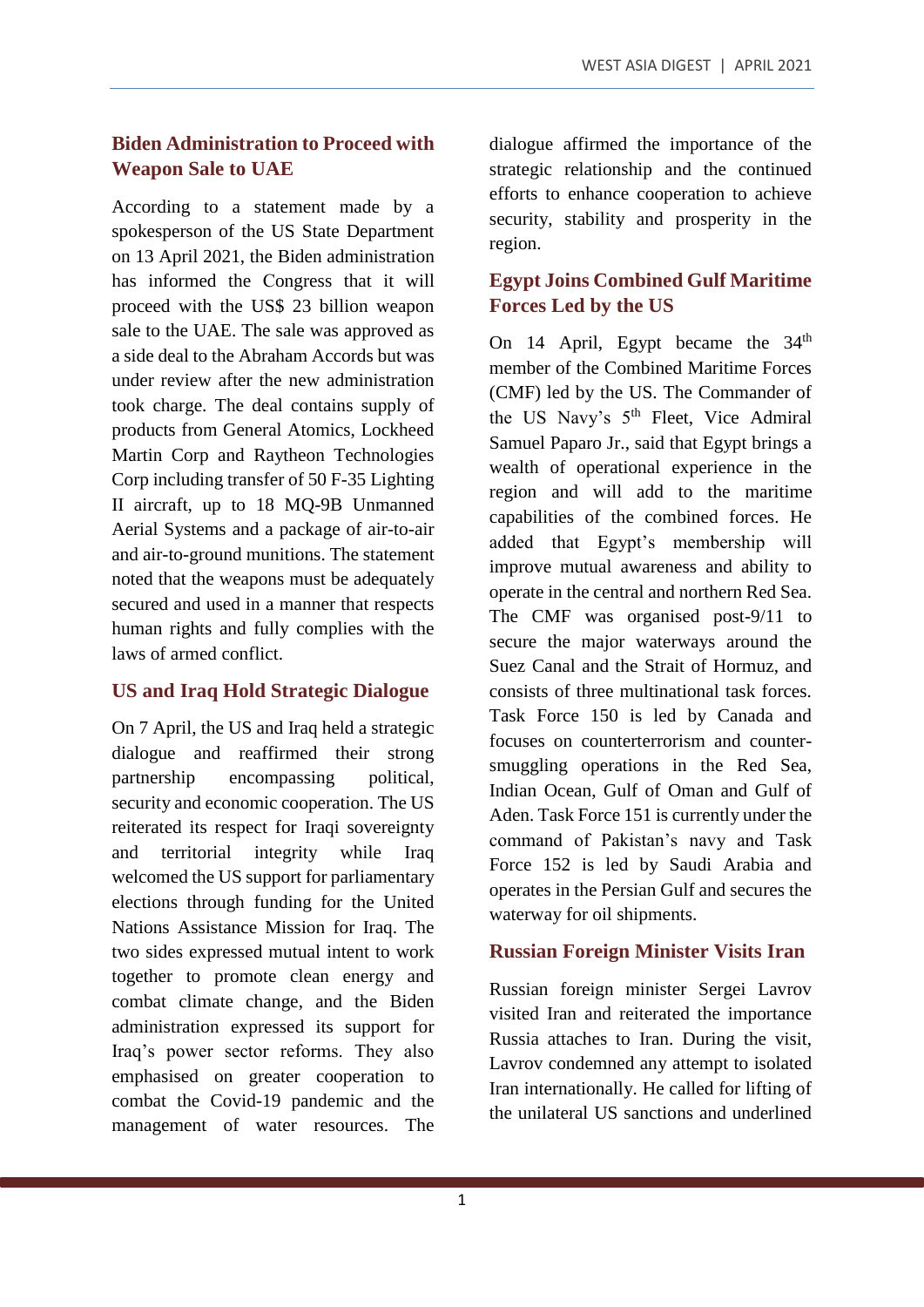## Biden Administration to Proceed with Weapon Sale to UAE

According to a statement made by a spokesperson of the US State Department on 13 April 2021, the Biden administration has informed the Congress that it will proceed with the US$ 23 billion weapon sale to the UAE. The sale was approved as a side deal to the Abraham Accords but was under review after the new administration took charge. The deal contains supply of products from General Atomics, Lockheed Martin Corp and Raytheon Technologies Corp including transfer of 50 F-35 Lighting II aircraft, up to 18 MQ-9B Unmanned Aerial Systems and a package of air-to-air and air-to-ground munitions. The statement noted that the weapons must be adequately secured and used in a manner that respects human rights and fully complies with the laws of armed conflict.

## US and Iraq Hold Strategic Dialogue

On 7 April, the US and Iraq held a strategic dialogue and reaffirmed their strong partnership encompassing political, security and economic cooperation. The US reiterated its respect for Iraqi sovereignty and territorial integrity while Iraq welcomed the US support for parliamentary elections through funding for the United Nations Assistance Mission for Iraq. The two sides expressed mutual intent to work together to promote clean energy and combat climate change, and the Biden administration expressed its support for Iraq's power sector reforms. They also emphasised on greater cooperation to combat the Covid-19 pandemic and the management of water resources. The dialogue affirmed the importance of the strategic relationship and the continued efforts to enhance cooperation to achieve security, stability and prosperity in the region.

## Egypt Joins Combined Gulf Maritime Forces Led by the US

On 14 April, Egypt became the 34th member of the Combined Maritime Forces (CMF) led by the US. The Commander of the US Navy's 5th Fleet, Vice Admiral Samuel Paparo Jr., said that Egypt brings a wealth of operational experience in the region and will add to the maritime capabilities of the combined forces. He added that Egypt's membership will improve mutual awareness and ability to operate in the central and northern Red Sea. The CMF was organised post-9/11 to secure the major waterways around the Suez Canal and the Strait of Hormuz, and consists of three multinational task forces. Task Force 150 is led by Canada and focuses on counterterrorism and counter-smuggling operations in the Red Sea, Indian Ocean, Gulf of Oman and Gulf of Aden. Task Force 151 is currently under the command of Pakistan's navy and Task Force 152 is led by Saudi Arabia and operates in the Persian Gulf and secures the waterway for oil shipments.

## Russian Foreign Minister Visits Iran

Russian foreign minister Sergei Lavrov visited Iran and reiterated the importance Russia attaches to Iran. During the visit, Lavrov condemned any attempt to isolated Iran internationally. He called for lifting of the unilateral US sanctions and underlined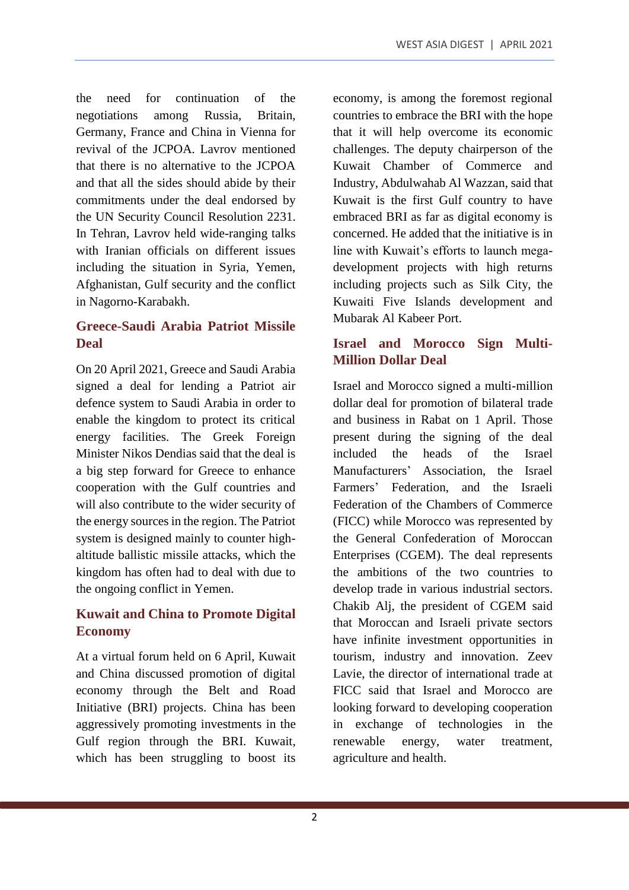the need for continuation of the negotiations among Russia, Britain, Germany, France and China in Vienna for revival of the JCPOA. Lavrov mentioned that there is no alternative to the JCPOA and that all the sides should abide by their commitments under the deal endorsed by the UN Security Council Resolution 2231. In Tehran, Lavrov held wide-ranging talks with Iranian officials on different issues including the situation in Syria, Yemen, Afghanistan, Gulf security and the conflict in Nagorno-Karabakh.

## Greece-Saudi Arabia Patriot Missile Deal

On 20 April 2021, Greece and Saudi Arabia signed a deal for lending a Patriot air defence system to Saudi Arabia in order to enable the kingdom to protect its critical energy facilities. The Greek Foreign Minister Nikos Dendias said that the deal is a big step forward for Greece to enhance cooperation with the Gulf countries and will also contribute to the wider security of the energy sources in the region. The Patriot system is designed mainly to counter high-altitude ballistic missile attacks, which the kingdom has often had to deal with due to the ongoing conflict in Yemen.

## Kuwait and China to Promote Digital Economy

At a virtual forum held on 6 April, Kuwait and China discussed promotion of digital economy through the Belt and Road Initiative (BRI) projects. China has been aggressively promoting investments in the Gulf region through the BRI. Kuwait, which has been struggling to boost its economy, is among the foremost regional countries to embrace the BRI with the hope that it will help overcome its economic challenges. The deputy chairperson of the Kuwait Chamber of Commerce and Industry, Abdulwahab Al Wazzan, said that Kuwait is the first Gulf country to have embraced BRI as far as digital economy is concerned. He added that the initiative is in line with Kuwait's efforts to launch mega-development projects with high returns including projects such as Silk City, the Kuwaiti Five Islands development and Mubarak Al Kabeer Port.

## Israel and Morocco Sign Multi-Million Dollar Deal

Israel and Morocco signed a multi-million dollar deal for promotion of bilateral trade and business in Rabat on 1 April. Those present during the signing of the deal included the heads of the Israel Manufacturers' Association, the Israel Farmers' Federation, and the Israeli Federation of the Chambers of Commerce (FICC) while Morocco was represented by the General Confederation of Moroccan Enterprises (CGEM). The deal represents the ambitions of the two countries to develop trade in various industrial sectors. Chakib Alj, the president of CGEM said that Moroccan and Israeli private sectors have infinite investment opportunities in tourism, industry and innovation. Zeev Lavie, the director of international trade at FICC said that Israel and Morocco are looking forward to developing cooperation in exchange of technologies in the renewable energy, water treatment, agriculture and health.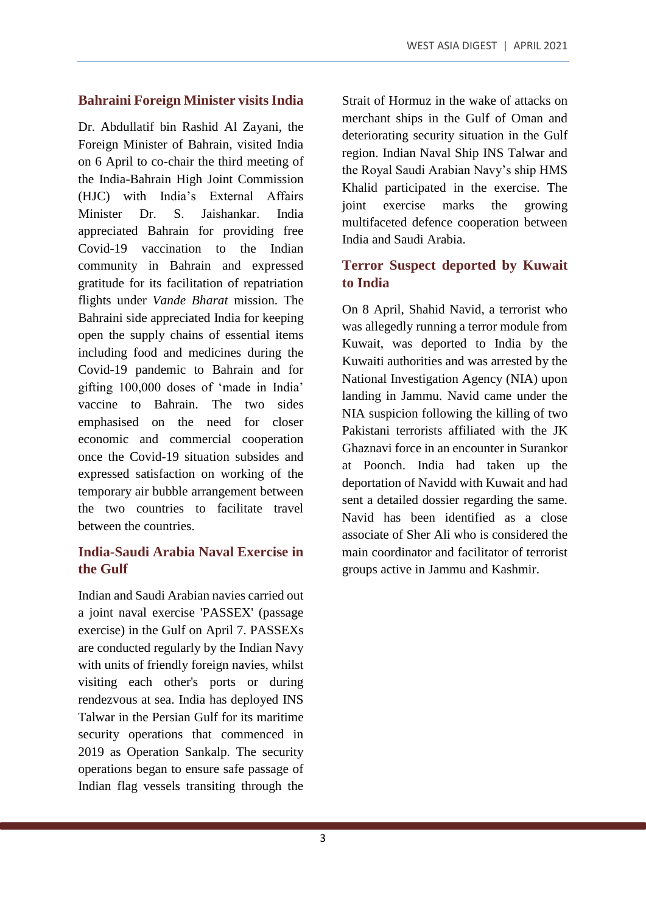## Bahraini Foreign Minister visits India

Dr. Abdullatif bin Rashid Al Zayani, the Foreign Minister of Bahrain, visited India on 6 April to co-chair the third meeting of the India-Bahrain High Joint Commission (HJC) with India's External Affairs Minister Dr. S. Jaishankar. India appreciated Bahrain for providing free Covid-19 vaccination to the Indian community in Bahrain and expressed gratitude for its facilitation of repatriation flights under *Vande Bharat* mission. The Bahraini side appreciated India for keeping open the supply chains of essential items including food and medicines during the Covid-19 pandemic to Bahrain and for gifting 100,000 doses of 'made in India' vaccine to Bahrain. The two sides emphasised on the need for closer economic and commercial cooperation once the Covid-19 situation subsides and expressed satisfaction on working of the temporary air bubble arrangement between the two countries to facilitate travel between the countries.

## India-Saudi Arabia Naval Exercise in the Gulf

Indian and Saudi Arabian navies carried out a joint naval exercise 'PASSEX' (passage exercise) in the Gulf on April 7. PASSEXs are conducted regularly by the Indian Navy with units of friendly foreign navies, whilst visiting each other's ports or during rendezvous at sea. India has deployed INS Talwar in the Persian Gulf for its maritime security operations that commenced in 2019 as Operation Sankalp. The security operations began to ensure safe passage of Indian flag vessels transiting through the Strait of Hormuz in the wake of attacks on merchant ships in the Gulf of Oman and deteriorating security situation in the Gulf region. Indian Naval Ship INS Talwar and the Royal Saudi Arabian Navy's ship HMS Khalid participated in the exercise. The joint exercise marks the growing multifaceted defence cooperation between India and Saudi Arabia.

## Terror Suspect deported by Kuwait to India

On 8 April, Shahid Navid, a terrorist who was allegedly running a terror module from Kuwait, was deported to India by the Kuwaiti authorities and was arrested by the National Investigation Agency (NIA) upon landing in Jammu. Navid came under the NIA suspicion following the killing of two Pakistani terrorists affiliated with the JK Ghaznavi force in an encounter in Surankor at Poonch. India had taken up the deportation of Navidd with Kuwait and had sent a detailed dossier regarding the same. Navid has been identified as a close associate of Sher Ali who is considered the main coordinator and facilitator of terrorist groups active in Jammu and Kashmir.